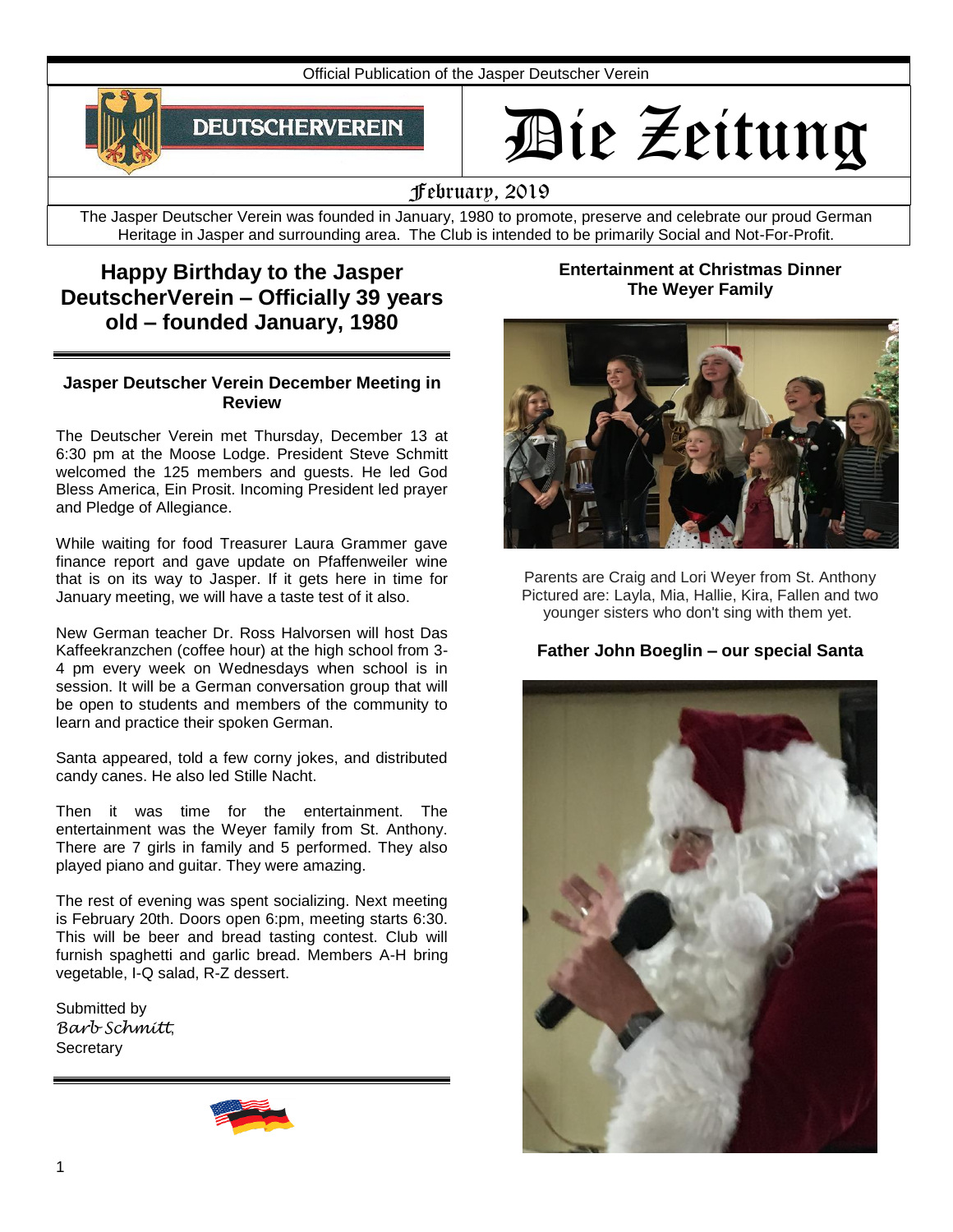Official Publication of the Jasper Deutscher Verein

DEUTSCHERVEREIN

# Die Zeitung

February, 2019

The Jasper Deutscher Verein was founded in January, 1980 to promote, preserve and celebrate our proud German Heritage in Jasper and surrounding area. The Club is intended to be primarily Social and Not-For-Profit.

## Happy Birthday to the Jasper DeutscherVerein – Officially 39 years old – founded January, 1980

### Jasper Deutscher Verein December Meeting in Review

The Deutscher Verein met Thursday, December 13 at 6:30 pm at the Moose Lodge. President Steve Schmitt welcomed the 125 members and guests. He led God Bless America, Ein Prosit. Incoming President led prayer and Pledge of Allegiance.

While waiting for food Treasurer Laura Grammer gave finance report and gave update on Pfaffenweiler wine that is on its way to Jasper. If it gets here in time for January meeting, we will have a taste test of it also.

New German teacher Dr. Ross Halvorsen will host Das Kaffeekranzchen (coffee hour) at the high school from 3-4 pm every week on Wednesdays when school is in session. It will be a German conversation group that will be open to students and members of the community to learn and practice their spoken German.

Santa appeared, told a few corny jokes, and distributed candy canes. He also led Stille Nacht.

Then it was time for the entertainment. The entertainment was the Weyer family from St. Anthony. There are 7 girls in family and 5 performed. They also played piano and guitar. They were amazing.

The rest of evening was spent socializing. Next meeting is February 20th. Doors open 6:pm, meeting starts 6:30. This will be beer and bread tasting contest. Club will furnish spaghetti and garlic bread. Members A-H bring vegetable, I-Q salad, R-Z dessert.

Submitted by
*Barb Schmitt,*
Secretary

### Entertainment at Christmas Dinner The Weyer Family

Parents are Craig and Lori Weyer from St. Anthony
Pictured are: Layla, Mia, Hallie, Kira, Fallen and two younger sisters who don't sing with them yet.

### Father John Boeglin – our special Santa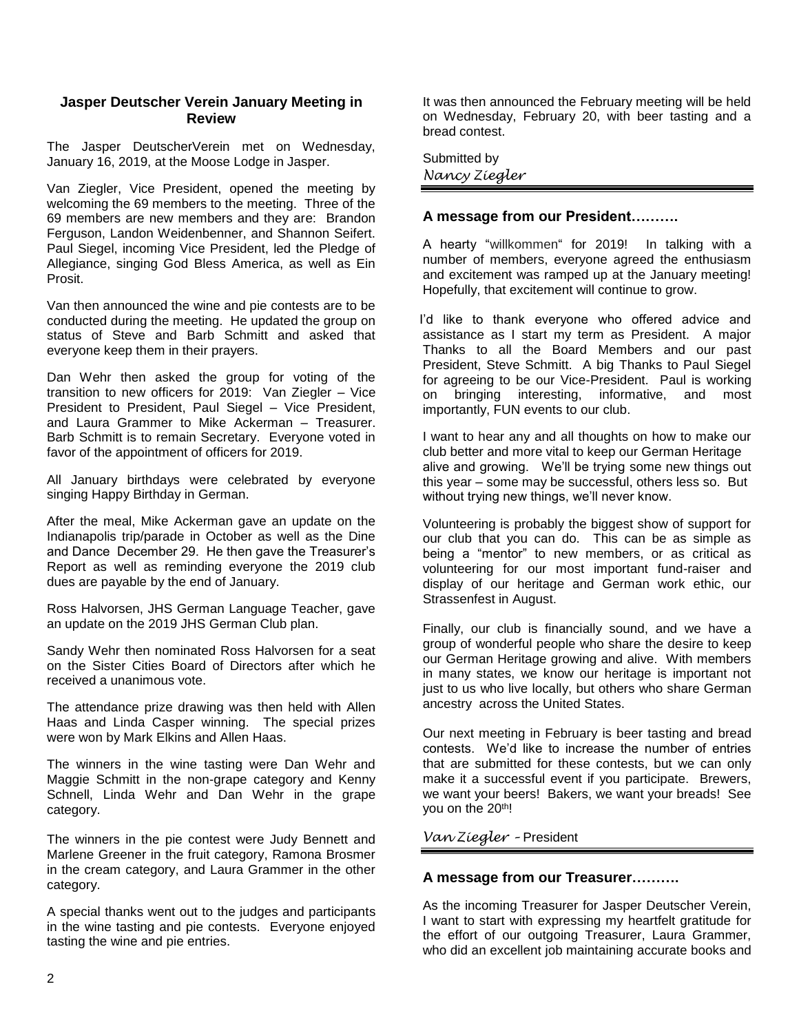## Jasper Deutscher Verein January Meeting in Review

The Jasper DeutscherVerein met on Wednesday, January 16, 2019, at the Moose Lodge in Jasper.

Van Ziegler, Vice President, opened the meeting by welcoming the 69 members to the meeting. Three of the 69 members are new members and they are: Brandon Ferguson, Landon Weidenbenner, and Shannon Seifert. Paul Siegel, incoming Vice President, led the Pledge of Allegiance, singing God Bless America, as well as Ein Prosit.

Van then announced the wine and pie contests are to be conducted during the meeting. He updated the group on status of Steve and Barb Schmitt and asked that everyone keep them in their prayers.

Dan Wehr then asked the group for voting of the transition to new officers for 2019: Van Ziegler – Vice President to President, Paul Siegel – Vice President, and Laura Grammer to Mike Ackerman – Treasurer. Barb Schmitt is to remain Secretary. Everyone voted in favor of the appointment of officers for 2019.

All January birthdays were celebrated by everyone singing Happy Birthday in German.

After the meal, Mike Ackerman gave an update on the Indianapolis trip/parade in October as well as the Dine and Dance December 29. He then gave the Treasurer's Report as well as reminding everyone the 2019 club dues are payable by the end of January.

Ross Halvorsen, JHS German Language Teacher, gave an update on the 2019 JHS German Club plan.

Sandy Wehr then nominated Ross Halvorsen for a seat on the Sister Cities Board of Directors after which he received a unanimous vote.

The attendance prize drawing was then held with Allen Haas and Linda Casper winning. The special prizes were won by Mark Elkins and Allen Haas.

The winners in the wine tasting were Dan Wehr and Maggie Schmitt in the non-grape category and Kenny Schnell, Linda Wehr and Dan Wehr in the grape category.

The winners in the pie contest were Judy Bennett and Marlene Greener in the fruit category, Ramona Brosmer in the cream category, and Laura Grammer in the other category.

A special thanks went out to the judges and participants in the wine tasting and pie contests. Everyone enjoyed tasting the wine and pie entries.

It was then announced the February meeting will be held on Wednesday, February 20, with beer tasting and a bread contest.

Submitted by
*Nancy Ziegler*

---

## A message from our President……….

A hearty "willkommen" for 2019! In talking with a number of members, everyone agreed the enthusiasm and excitement was ramped up at the January meeting! Hopefully, that excitement will continue to grow.

I'd like to thank everyone who offered advice and assistance as I start my term as President. A major Thanks to all the Board Members and our past President, Steve Schmitt. A big Thanks to Paul Siegel for agreeing to be our Vice-President. Paul is working on bringing interesting, informative, and most importantly, FUN events to our club.

I want to hear any and all thoughts on how to make our club better and more vital to keep our German Heritage alive and growing. We'll be trying some new things out this year – some may be successful, others less so. But without trying new things, we'll never know.

Volunteering is probably the biggest show of support for our club that you can do. This can be as simple as being a "mentor" to new members, or as critical as volunteering for our most important fund-raiser and display of our heritage and German work ethic, our Strassenfest in August.

Finally, our club is financially sound, and we have a group of wonderful people who share the desire to keep our German Heritage growing and alive. With members in many states, we know our heritage is important not just to us who live locally, but others who share German ancestry across the United States.

Our next meeting in February is beer tasting and bread contests. We'd like to increase the number of entries that are submitted for these contests, but we can only make it a successful event if you participate. Brewers, we want your beers! Bakers, we want your breads! See you on the 20th!

*Van Ziegler* – President

---

## A message from our Treasurer……….

As the incoming Treasurer for Jasper Deutscher Verein, I want to start with expressing my heartfelt gratitude for the effort of our outgoing Treasurer, Laura Grammer, who did an excellent job maintaining accurate books and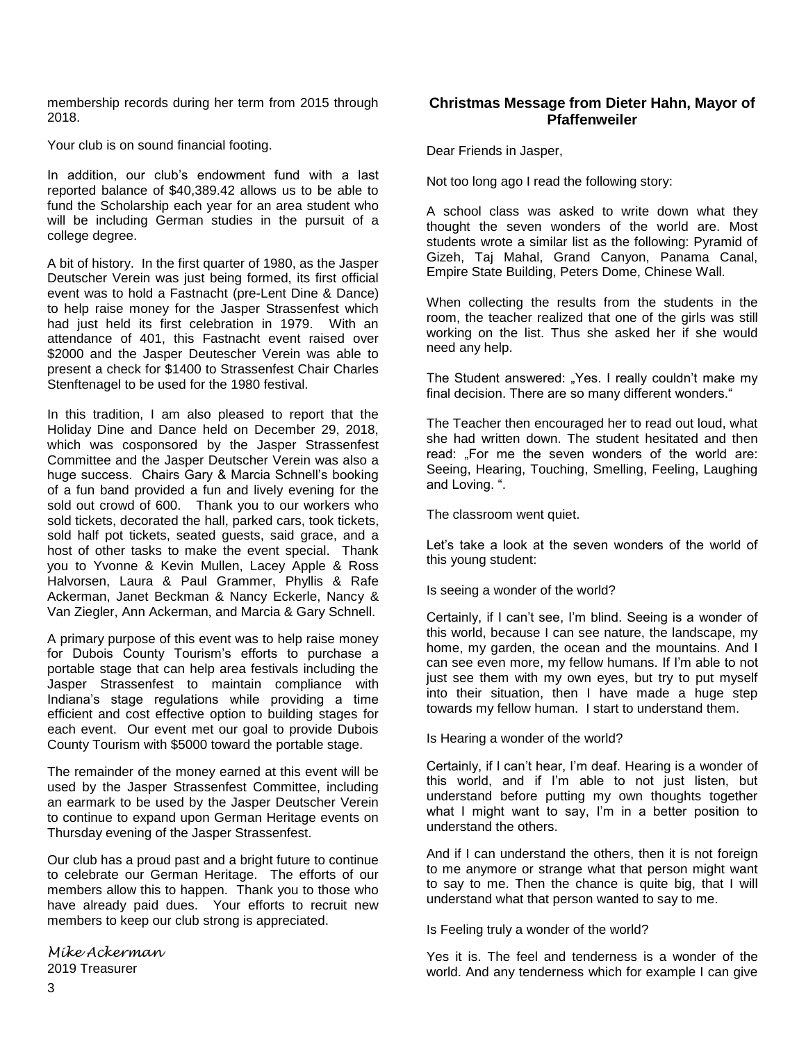membership records during her term from 2015 through 2018.

Your club is on sound financial footing.

In addition, our club's endowment fund with a last reported balance of $40,389.42 allows us to be able to fund the Scholarship each year for an area student who will be including German studies in the pursuit of a college degree.

A bit of history. In the first quarter of 1980, as the Jasper Deutscher Verein was just being formed, its first official event was to hold a Fastnacht (pre-Lent Dine & Dance) to help raise money for the Jasper Strassenfest which had just held its first celebration in 1979. With an attendance of 401, this Fastnacht event raised over $2000 and the Jasper Deutescher Verein was able to present a check for $1400 to Strassenfest Chair Charles Stenftenagel to be used for the 1980 festival.

In this tradition, I am also pleased to report that the Holiday Dine and Dance held on December 29, 2018, which was cosponsored by the Jasper Strassenfest Committee and the Jasper Deutscher Verein was also a huge success. Chairs Gary & Marcia Schnell's booking of a fun band provided a fun and lively evening for the sold out crowd of 600. Thank you to our workers who sold tickets, decorated the hall, parked cars, took tickets, sold half pot tickets, seated guests, said grace, and a host of other tasks to make the event special. Thank you to Yvonne & Kevin Mullen, Lacey Apple & Ross Halvorsen, Laura & Paul Grammer, Phyllis & Rafe Ackerman, Janet Beckman & Nancy Eckerle, Nancy & Van Ziegler, Ann Ackerman, and Marcia & Gary Schnell.

A primary purpose of this event was to help raise money for Dubois County Tourism's efforts to purchase a portable stage that can help area festivals including the Jasper Strassenfest to maintain compliance with Indiana's stage regulations while providing a time efficient and cost effective option to building stages for each event. Our event met our goal to provide Dubois County Tourism with $5000 toward the portable stage.

The remainder of the money earned at this event will be used by the Jasper Strassenfest Committee, including an earmark to be used by the Jasper Deutscher Verein to continue to expand upon German Heritage events on Thursday evening of the Jasper Strassenfest.

Our club has a proud past and a bright future to continue to celebrate our German Heritage. The efforts of our members allow this to happen. Thank you to those who have already paid dues. Your efforts to recruit new members to keep our club strong is appreciated.

*Mike Ackerman*
2019 Treasurer

### Christmas Message from Dieter Hahn, Mayor of Pfaffenweiler

Dear Friends in Jasper,

Not too long ago I read the following story:

A school class was asked to write down what they thought the seven wonders of the world are. Most students wrote a similar list as the following: Pyramid of Gizeh, Taj Mahal, Grand Canyon, Panama Canal, Empire State Building, Peters Dome, Chinese Wall.

When collecting the results from the students in the room, the teacher realized that one of the girls was still working on the list. Thus she asked her if she would need any help.

The Student answered: „Yes. I really couldn't make my final decision. There are so many different wonders."

The Teacher then encouraged her to read out loud, what she had written down. The student hesitated and then read: „For me the seven wonders of the world are: Seeing, Hearing, Touching, Smelling, Feeling, Laughing and Loving. ".

The classroom went quiet.

Let's take a look at the seven wonders of the world of this young student:

Is seeing a wonder of the world?

Certainly, if I can't see, I'm blind. Seeing is a wonder of this world, because I can see nature, the landscape, my home, my garden, the ocean and the mountains. And I can see even more, my fellow humans. If I'm able to not just see them with my own eyes, but try to put myself into their situation, then I have made a huge step towards my fellow human. I start to understand them.

Is Hearing a wonder of the world?

Certainly, if I can't hear, I'm deaf. Hearing is a wonder of this world, and if I'm able to not just listen, but understand before putting my own thoughts together what I might want to say, I'm in a better position to understand the others.

And if I can understand the others, then it is not foreign to me anymore or strange what that person might want to say to me. Then the chance is quite big, that I will understand what that person wanted to say to me.

Is Feeling truly a wonder of the world?

Yes it is. The feel and tenderness is a wonder of the world. And any tenderness which for example I can give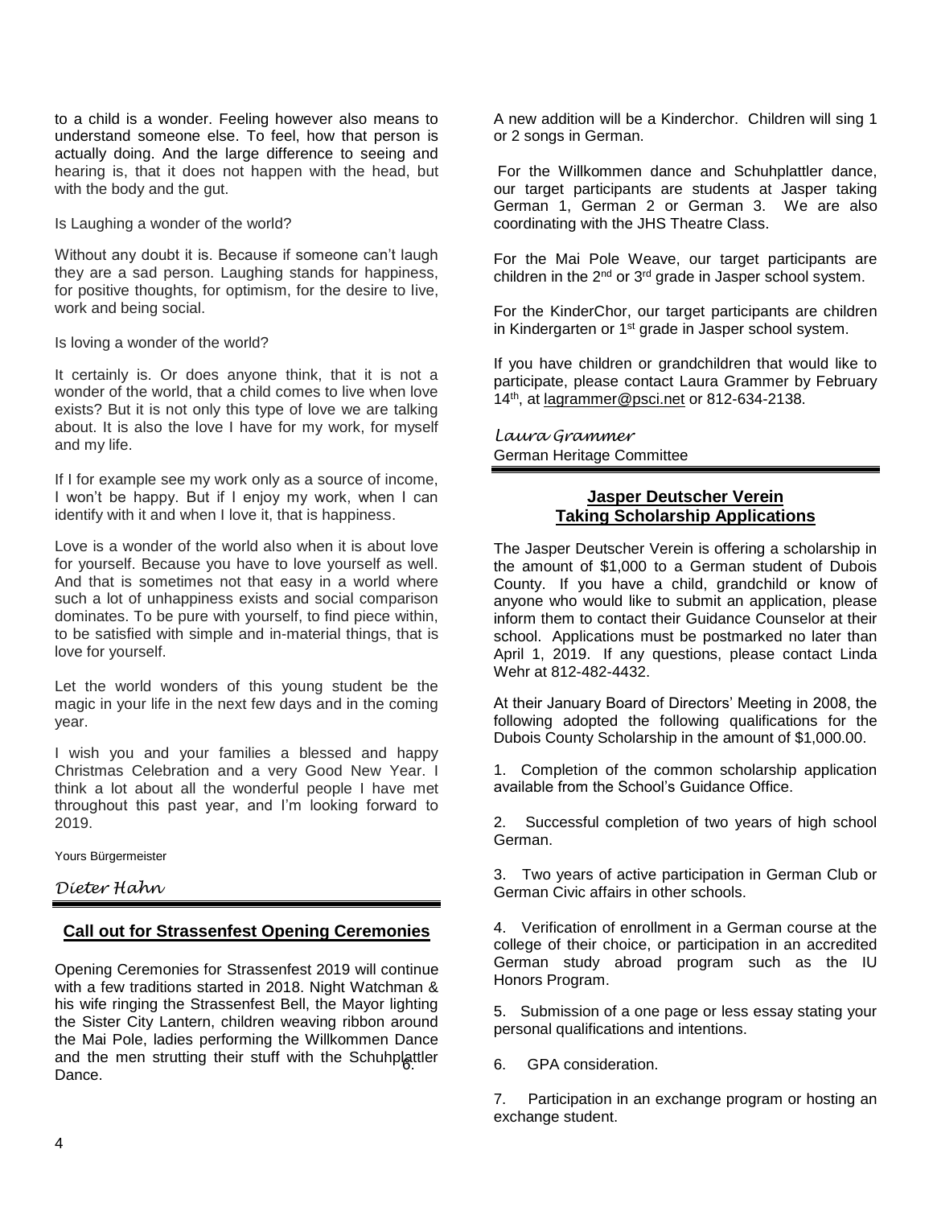to a child is a wonder. Feeling however also means to understand someone else. To feel, how that person is actually doing. And the large difference to seeing and hearing is, that it does not happen with the head, but with the body and the gut.

Is Laughing a wonder of the world?

Without any doubt it is. Because if someone can't laugh they are a sad person. Laughing stands for happiness, for positive thoughts, for optimism, for the desire to live, work and being social.

Is loving a wonder of the world?

It certainly is. Or does anyone think, that it is not a wonder of the world, that a child comes to live when love exists? But it is not only this type of love we are talking about. It is also the love I have for my work, for myself and my life.

If I for example see my work only as a source of income, I won't be happy. But if I enjoy my work, when I can identify with it and when I love it, that is happiness.

Love is a wonder of the world also when it is about love for yourself. Because you have to love yourself as well. And that is sometimes not that easy in a world where such a lot of unhappiness exists and social comparison dominates. To be pure with yourself, to find piece within, to be satisfied with simple and in-material things, that is love for yourself.

Let the world wonders of this young student be the magic in your life in the next few days and in the coming year.

I wish you and your families a blessed and happy Christmas Celebration and a very Good New Year. I think a lot about all the wonderful people I have met throughout this past year, and I'm looking forward to 2019.

Yours Bürgermeister

*Dieter Hahn*

## Call out for Strassenfest Opening Ceremonies

Opening Ceremonies for Strassenfest 2019 will continue with a few traditions started in 2018. Night Watchman & his wife ringing the Strassenfest Bell, the Mayor lighting the Sister City Lantern, children weaving ribbon around the Mai Pole, ladies performing the Willkommen Dance and the men strutting their stuff with the Schuhplattler Dance.

A new addition will be a Kinderchor. Children will sing 1 or 2 songs in German.

For the Willkommen dance and Schuhplattler dance, our target participants are students at Jasper taking German 1, German 2 or German 3. We are also coordinating with the JHS Theatre Class.

For the Mai Pole Weave, our target participants are children in the 2nd or 3rd grade in Jasper school system.

For the KinderChor, our target participants are children in Kindergarten or 1st grade in Jasper school system.

If you have children or grandchildren that would like to participate, please contact Laura Grammer by February 14th, at lagrammer@psci.net or 812-634-2138.

*Laura Grammer*
German Heritage Committee

## Jasper Deutscher Verein Taking Scholarship Applications

The Jasper Deutscher Verein is offering a scholarship in the amount of $1,000 to a German student of Dubois County. If you have a child, grandchild or know of anyone who would like to submit an application, please inform them to contact their Guidance Counselor at their school. Applications must be postmarked no later than April 1, 2019. If any questions, please contact Linda Wehr at 812-482-4432.

At their January Board of Directors' Meeting in 2008, the following adopted the following qualifications for the Dubois County Scholarship in the amount of $1,000.00.

1. Completion of the common scholarship application available from the School's Guidance Office.

2. Successful completion of two years of high school German.

3. Two years of active participation in German Club or German Civic affairs in other schools.

4. Verification of enrollment in a German course at the college of their choice, or participation in an accredited German study abroad program such as the IU Honors Program.

5. Submission of a one page or less essay stating your personal qualifications and intentions.

6. GPA consideration.

7. Participation in an exchange program or hosting an exchange student.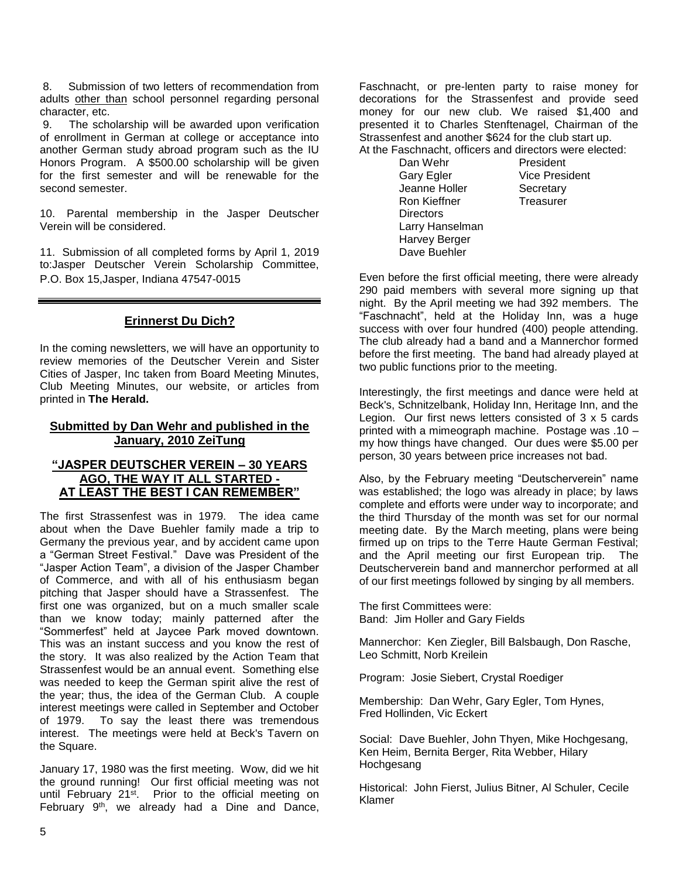8. Submission of two letters of recommendation from adults other than school personnel regarding personal character, etc.

9. The scholarship will be awarded upon verification of enrollment in German at college or acceptance into another German study abroad program such as the IU Honors Program. A $500.00 scholarship will be given for the first semester and will be renewable for the second semester.

10. Parental membership in the Jasper Deutscher Verein will be considered.

11. Submission of all completed forms by April 1, 2019 to:Jasper Deutscher Verein Scholarship Committee, P.O. Box 15,Jasper, Indiana 47547-0015

---

## Erinnerst Du Dich?

In the coming newsletters, we will have an opportunity to review memories of the Deutscher Verein and Sister Cities of Jasper, Inc taken from Board Meeting Minutes, Club Meeting Minutes, our website, or articles from printed in **The Herald.**

### Submitted by Dan Wehr and published in the January, 2010 ZeiTung

### "JASPER DEUTSCHER VEREIN – 30 YEARS AGO, THE WAY IT ALL STARTED - AT LEAST THE BEST I CAN REMEMBER"

The first Strassenfest was in 1979. The idea came about when the Dave Buehler family made a trip to Germany the previous year, and by accident came upon a "German Street Festival." Dave was President of the "Jasper Action Team", a division of the Jasper Chamber of Commerce, and with all of his enthusiasm began pitching that Jasper should have a Strassenfest. The first one was organized, but on a much smaller scale than we know today; mainly patterned after the "Sommerfest" held at Jaycee Park moved downtown. This was an instant success and you know the rest of the story. It was also realized by the Action Team that Strassenfest would be an annual event. Something else was needed to keep the German spirit alive the rest of the year; thus, the idea of the German Club. A couple interest meetings were called in September and October of 1979. To say the least there was tremendous interest. The meetings were held at Beck's Tavern on the Square.

January 17, 1980 was the first meeting. Wow, did we hit the ground running! Our first official meeting was not until February 21st. Prior to the official meeting on February 9th, we already had a Dine and Dance, Faschnacht, or pre-lenten party to raise money for decorations for the Strassenfest and provide seed money for our new club. We raised $1,400 and presented it to Charles Stenftenagel, Chairman of the Strassenfest and another $624 for the club start up.
At the Faschnacht, officers and directors were elected:

| | |
|---|---|
| Dan Wehr | President |
| Gary Egler | Vice President |
| Jeanne Holler | Secretary |
| Ron Kieffner | Treasurer |
| Directors | |
| Larry Hanselman | |
| Harvey Berger | |
| Dave Buehler | |

Even before the first official meeting, there were already 290 paid members with several more signing up that night. By the April meeting we had 392 members. The "Faschnacht", held at the Holiday Inn, was a huge success with over four hundred (400) people attending. The club already had a band and a Mannerchor formed before the first meeting. The band had already played at two public functions prior to the meeting.

Interestingly, the first meetings and dance were held at Beck's, Schnitzelbank, Holiday Inn, Heritage Inn, and the Legion. Our first news letters consisted of 3 x 5 cards printed with a mimeograph machine. Postage was .10 – my how things have changed. Our dues were $5.00 per person, 30 years between price increases not bad.

Also, by the February meeting "Deutscherverein" name was established; the logo was already in place; by laws complete and efforts were under way to incorporate; and the third Thursday of the month was set for our normal meeting date. By the March meeting, plans were being firmed up on trips to the Terre Haute German Festival; and the April meeting our first European trip. The Deutscherverein band and mannerchor performed at all of our first meetings followed by singing by all members.

The first Committees were:
Band: Jim Holler and Gary Fields

Mannerchor: Ken Ziegler, Bill Balsbaugh, Don Rasche, Leo Schmitt, Norb Kreilein

Program: Josie Siebert, Crystal Roediger

Membership: Dan Wehr, Gary Egler, Tom Hynes, Fred Hollinden, Vic Eckert

Social: Dave Buehler, John Thyen, Mike Hochgesang, Ken Heim, Bernita Berger, Rita Webber, Hilary Hochgesang

Historical: John Fierst, Julius Bitner, Al Schuler, Cecile Klamer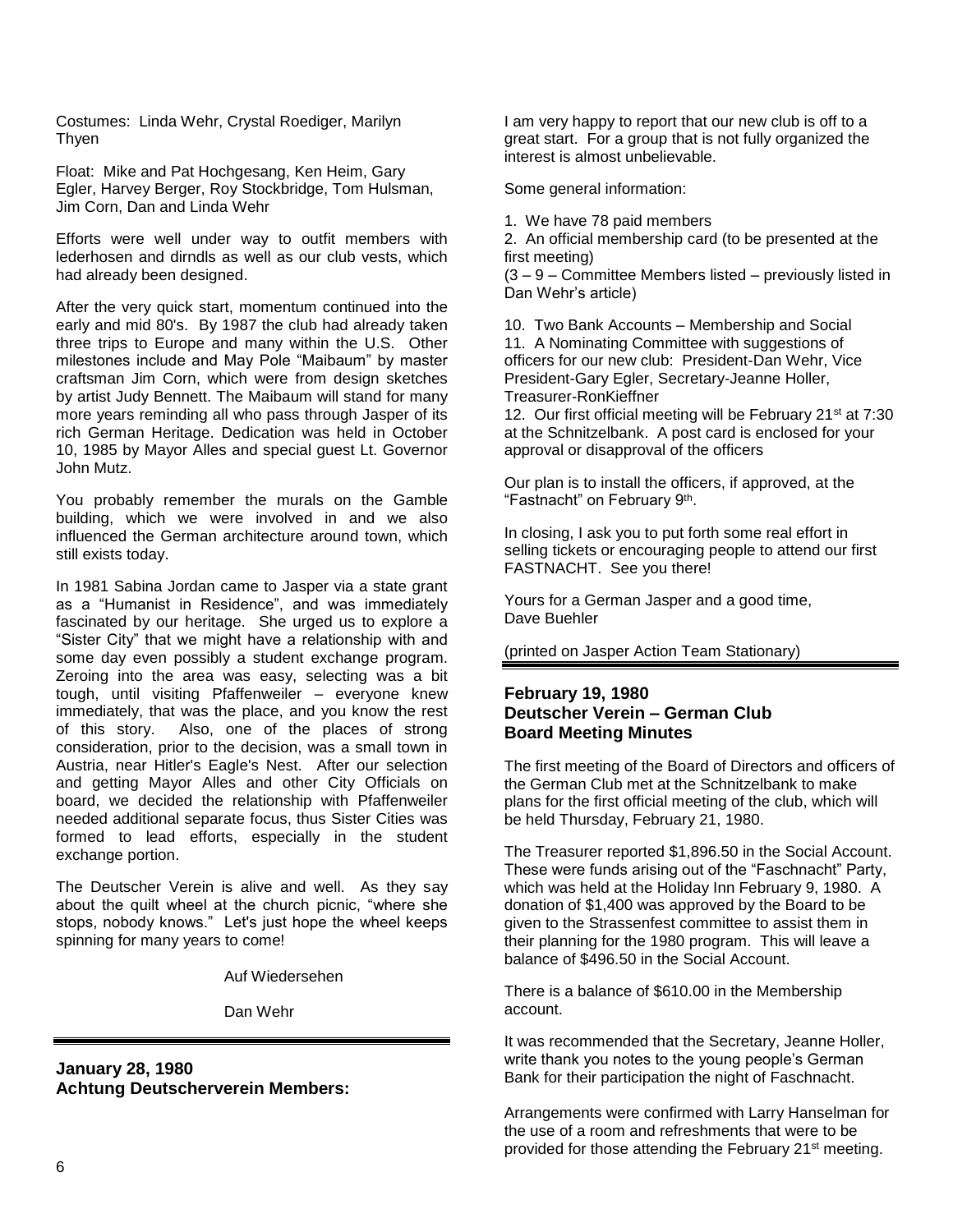Costumes: Linda Wehr, Crystal Roediger, Marilyn Thyen

Float: Mike and Pat Hochgesang, Ken Heim, Gary Egler, Harvey Berger, Roy Stockbridge, Tom Hulsman, Jim Corn, Dan and Linda Wehr

Efforts were well under way to outfit members with lederhosen and dirndls as well as our club vests, which had already been designed.

After the very quick start, momentum continued into the early and mid 80's. By 1987 the club had already taken three trips to Europe and many within the U.S. Other milestones include and May Pole "Maibaum" by master craftsman Jim Corn, which were from design sketches by artist Judy Bennett. The Maibaum will stand for many more years reminding all who pass through Jasper of its rich German Heritage. Dedication was held in October 10, 1985 by Mayor Alles and special guest Lt. Governor John Mutz.

You probably remember the murals on the Gamble building, which we were involved in and we also influenced the German architecture around town, which still exists today.

In 1981 Sabina Jordan came to Jasper via a state grant as a "Humanist in Residence", and was immediately fascinated by our heritage. She urged us to explore a "Sister City" that we might have a relationship with and some day even possibly a student exchange program. Zeroing into the area was easy, selecting was a bit tough, until visiting Pfaffenweiler – everyone knew immediately, that was the place, and you know the rest of this story. Also, one of the places of strong consideration, prior to the decision, was a small town in Austria, near Hitler's Eagle's Nest. After our selection and getting Mayor Alles and other City Officials on board, we decided the relationship with Pfaffenweiler needed additional separate focus, thus Sister Cities was formed to lead efforts, especially in the student exchange portion.

The Deutscher Verein is alive and well. As they say about the quilt wheel at the church picnic, "where she stops, nobody knows." Let's just hope the wheel keeps spinning for many years to come!

Auf Wiedersehen

Dan Wehr

---

### January 28, 1980
### Achtung Deutscherverein Members:

I am very happy to report that our new club is off to a great start. For a group that is not fully organized the interest is almost unbelievable.

Some general information:

1. We have 78 paid members
2. An official membership card (to be presented at the first meeting)

(3 – 9 – Committee Members listed – previously listed in Dan Wehr's article)

10. Two Bank Accounts – Membership and Social
11. A Nominating Committee with suggestions of officers for our new club: President-Dan Wehr, Vice President-Gary Egler, Secretary-Jeanne Holler, Treasurer-RonKieffner
12. Our first official meeting will be February 21st at 7:30 at the Schnitzelbank. A post card is enclosed for your approval or disapproval of the officers

Our plan is to install the officers, if approved, at the "Fastnacht" on February 9th.

In closing, I ask you to put forth some real effort in selling tickets or encouraging people to attend our first FASTNACHT. See you there!

Yours for a German Jasper and a good time,
Dave Buehler

(printed on Jasper Action Team Stationary)

---

### February 19, 1980
### Deutscher Verein – German Club
### Board Meeting Minutes

The first meeting of the Board of Directors and officers of the German Club met at the Schnitzelbank to make plans for the first official meeting of the club, which will be held Thursday, February 21, 1980.

The Treasurer reported $1,896.50 in the Social Account. These were funds arising out of the "Faschnacht" Party, which was held at the Holiday Inn February 9, 1980. A donation of $1,400 was approved by the Board to be given to the Strassenfest committee to assist them in their planning for the 1980 program. This will leave a balance of $496.50 in the Social Account.

There is a balance of $610.00 in the Membership account.

It was recommended that the Secretary, Jeanne Holler, write thank you notes to the young people's German Bank for their participation the night of Faschnacht.

Arrangements were confirmed with Larry Hanselman for the use of a room and refreshments that were to be provided for those attending the February 21st meeting.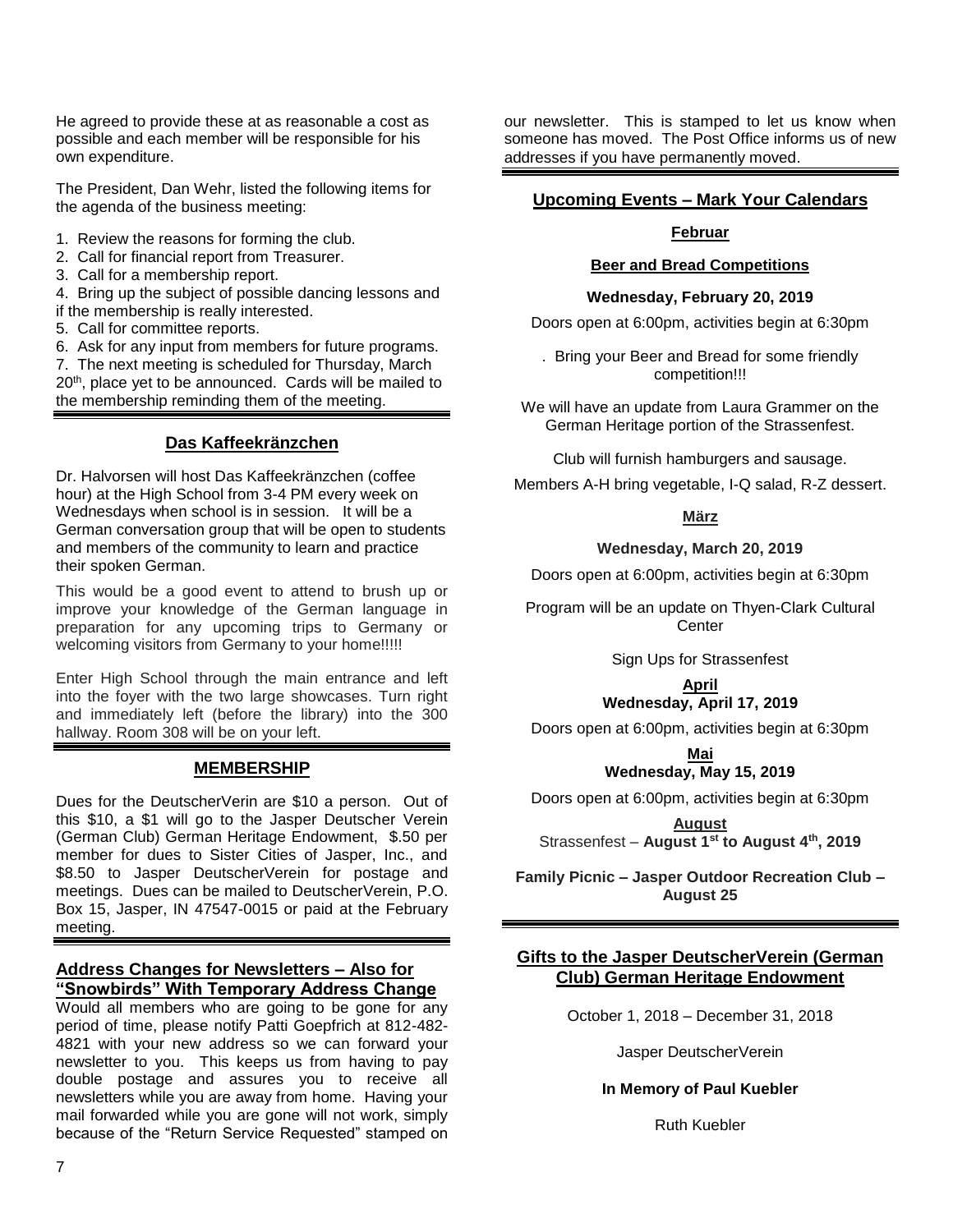He agreed to provide these at as reasonable a cost as possible and each member will be responsible for his own expenditure.

The President, Dan Wehr, listed the following items for the agenda of the business meeting:

1. Review the reasons for forming the club.
2. Call for financial report from Treasurer.
3. Call for a membership report.
4. Bring up the subject of possible dancing lessons and if the membership is really interested.
5. Call for committee reports.
6. Ask for any input from members for future programs.
7. The next meeting is scheduled for Thursday, March 20th, place yet to be announced. Cards will be mailed to the membership reminding them of the meeting.

## Das Kaffeekränzchen

Dr. Halvorsen will host Das Kaffeekränzchen (coffee hour) at the High School from 3-4 PM every week on Wednesdays when school is in session. It will be a German conversation group that will be open to students and members of the community to learn and practice their spoken German.

This would be a good event to attend to brush up or improve your knowledge of the German language in preparation for any upcoming trips to Germany or welcoming visitors from Germany to your home!!!!!

Enter High School through the main entrance and left into the foyer with the two large showcases. Turn right and immediately left (before the library) into the 300 hallway. Room 308 will be on your left.

## MEMBERSHIP

Dues for the DeutscherVerin are $10 a person. Out of this $10, a $1 will go to the Jasper Deutscher Verein (German Club) German Heritage Endowment, $.50 per member for dues to Sister Cities of Jasper, Inc., and $8.50 to Jasper DeutscherVerein for postage and meetings. Dues can be mailed to DeutscherVerin, P.O. Box 15, Jasper, IN 47547-0015 or paid at the February meeting.

## Address Changes for Newsletters – Also for "Snowbirds" With Temporary Address Change

Would all members who are going to be gone for any period of time, please notify Patti Goepfrich at 812-482-4821 with your new address so we can forward your newsletter to you. This keeps us from having to pay double postage and assures you to receive all newsletters while you are away from home. Having your mail forwarded while you are gone will not work, simply because of the "Return Service Requested" stamped on our newsletter. This is stamped to let us know when someone has moved. The Post Office informs us of new addresses if you have permanently moved.

## Upcoming Events – Mark Your Calendars

### Februar

**Beer and Bread Competitions**

**Wednesday, February 20, 2019**

Doors open at 6:00pm, activities begin at 6:30pm

. Bring your Beer and Bread for some friendly competition!!!

We will have an update from Laura Grammer on the German Heritage portion of the Strassenfest.

Club will furnish hamburgers and sausage.

Members A-H bring vegetable, I-Q salad, R-Z dessert.

### März

**Wednesday, March 20, 2019**

Doors open at 6:00pm, activities begin at 6:30pm

Program will be an update on Thyen-Clark Cultural Center

Sign Ups for Strassenfest

### April

**Wednesday, April 17, 2019**

Doors open at 6:00pm, activities begin at 6:30pm

### Mai

**Wednesday, May 15, 2019**

Doors open at 6:00pm, activities begin at 6:30pm

### August

Strassenfest – **August 1st to August 4th, 2019**

**Family Picnic – Jasper Outdoor Recreation Club – August 25**

## Gifts to the Jasper DeutscherVerein (German Club) German Heritage Endowment

October 1, 2018 – December 31, 2018

Jasper DeutscherVerein

**In Memory of Paul Kuebler**

Ruth Kuebler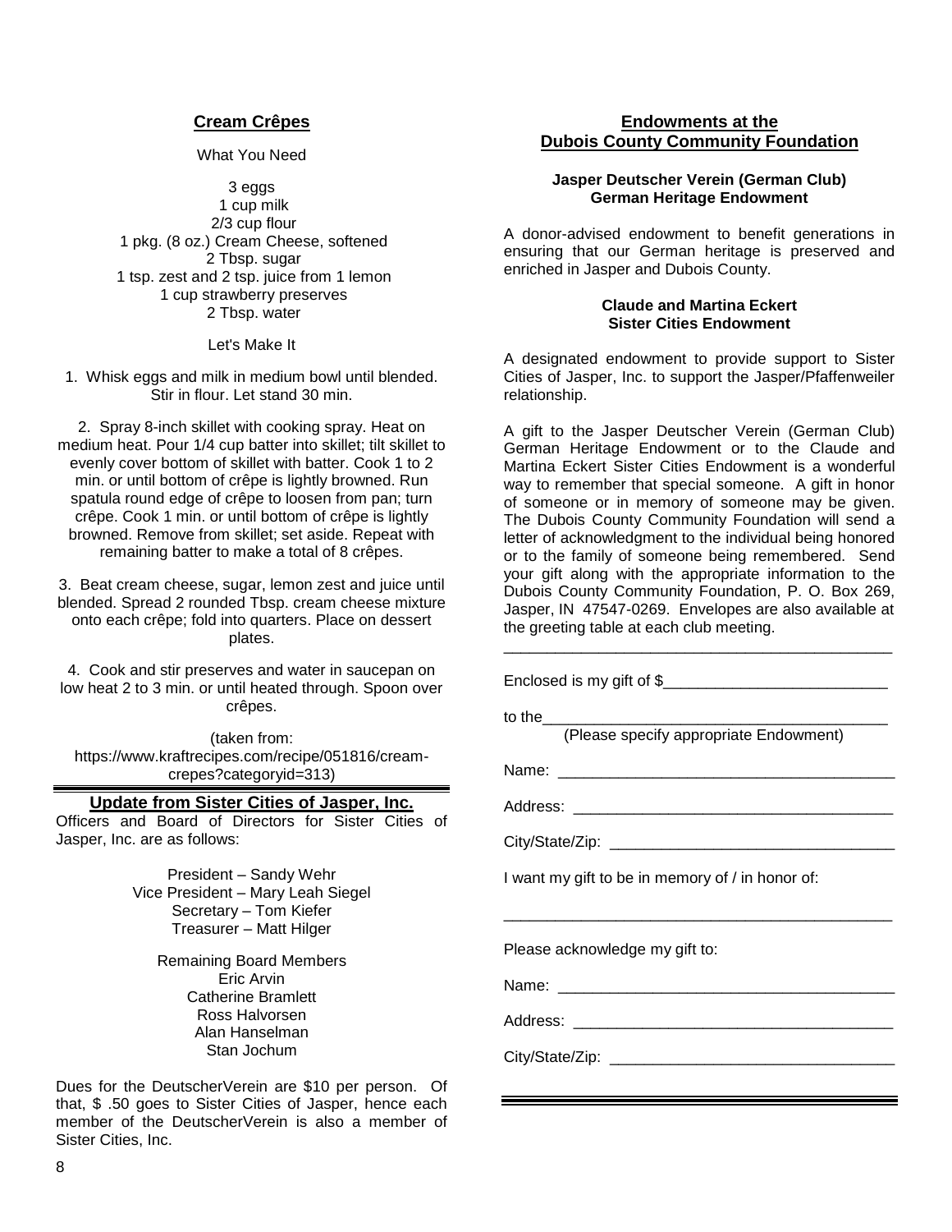## Cream Crêpes

What You Need

3 eggs
1 cup milk
2/3 cup flour
1 pkg. (8 oz.) Cream Cheese, softened
2 Tbsp. sugar
1 tsp. zest and 2 tsp. juice from 1 lemon
1 cup strawberry preserves
2 Tbsp. water

Let's Make It

1. Whisk eggs and milk in medium bowl until blended. Stir in flour. Let stand 30 min.

2. Spray 8-inch skillet with cooking spray. Heat on medium heat. Pour 1/4 cup batter into skillet; tilt skillet to evenly cover bottom of skillet with batter. Cook 1 to 2 min. or until bottom of crêpe is lightly browned. Run spatula round edge of crêpe to loosen from pan; turn crêpe. Cook 1 min. or until bottom of crêpe is lightly browned. Remove from skillet; set aside. Repeat with remaining batter to make a total of 8 crêpes.

3. Beat cream cheese, sugar, lemon zest and juice until blended. Spread 2 rounded Tbsp. cream cheese mixture onto each crêpe; fold into quarters. Place on dessert plates.

4. Cook and stir preserves and water in saucepan on low heat 2 to 3 min. or until heated through. Spoon over crêpes.

(taken from: https://www.kraftrecipes.com/recipe/051816/cream-crepes?categoryid=313)

## Update from Sister Cities of Jasper, Inc.

Officers and Board of Directors for Sister Cities of Jasper, Inc. are as follows:

President – Sandy Wehr
Vice President – Mary Leah Siegel
Secretary – Tom Kiefer
Treasurer – Matt Hilger

Remaining Board Members
Eric Arvin
Catherine Bramlett
Ross Halvorsen
Alan Hanselman
Stan Jochum

Dues for the DeutscherVerein are $10 per person. Of that, $ .50 goes to Sister Cities of Jasper, hence each member of the DeutscherVerein is also a member of Sister Cities, Inc.

## Endowments at the Dubois County Community Foundation

**Jasper Deutscher Verein (German Club)**
**German Heritage Endowment**

A donor-advised endowment to benefit generations in ensuring that our German heritage is preserved and enriched in Jasper and Dubois County.

**Claude and Martina Eckert**
**Sister Cities Endowment**

A designated endowment to provide support to Sister Cities of Jasper, Inc. to support the Jasper/Pfaffenweiler relationship.

A gift to the Jasper Deutscher Verein (German Club) German Heritage Endowment or to the Claude and Martina Eckert Sister Cities Endowment is a wonderful way to remember that special someone. A gift in honor of someone or in memory of someone may be given. The Dubois County Community Foundation will send a letter of acknowledgment to the individual being honored or to the family of someone being remembered. Send your gift along with the appropriate information to the Dubois County Community Foundation, P. O. Box 269, Jasper, IN 47547-0269. Envelopes are also available at the greeting table at each club meeting.

---

Enclosed is my gift of $__________________________

to the__________________________________________
(Please specify appropriate Endowment)

Name: ________________________________________

Address: ______________________________________

City/State/Zip: _________________________________

I want my gift to be in memory of / in honor of:

_______________________________________________

Please acknowledge my gift to:

Name: ________________________________________

Address: ______________________________________

City/State/Zip: _________________________________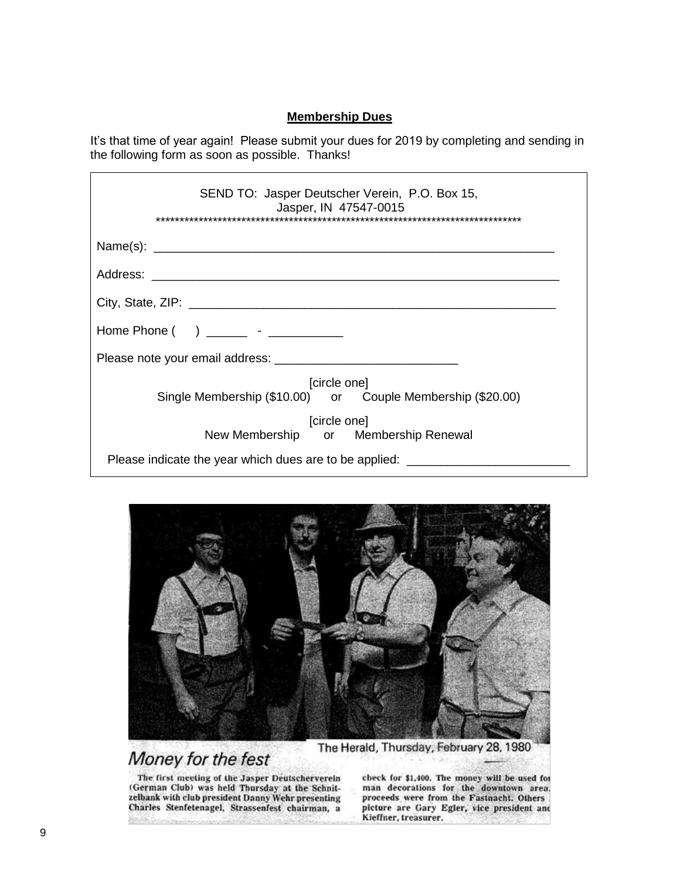## Membership Dues

It's that time of year again! Please submit your dues for 2019 by completing and sending in the following form as soon as possible. Thanks!

SEND TO: Jasper Deutscher Verein, P.O. Box 15,
Jasper, IN 47547-0015

*******************************************************************************

Name(s): ____________________________________________________________

Address: _____________________________________________________________

City, State, ZIP: ______________________________________________________

Home Phone ( ) ______ - ___________

Please note your email address: ___________________________

[circle one]
Single Membership ($10.00) or Couple Membership ($20.00)

[circle one]
New Membership or Membership Renewal

Please indicate the year which dues are to be applied: ________________________

The Herald, Thursday, February 28, 1980

### *Money for the fest*

The first meeting of the Jasper Deutscherverein (German Club) was held Thursday at the Schnitzelbank with club president Danny Wehr presenting Charles Stenfetenagel, Strassenfest chairman, a check for $1,400. The money will be used for man decorations for the downtown area. proceeds were from the Fastnacht. Others picture are Gary Egler, vice president and Kieffner, treasurer.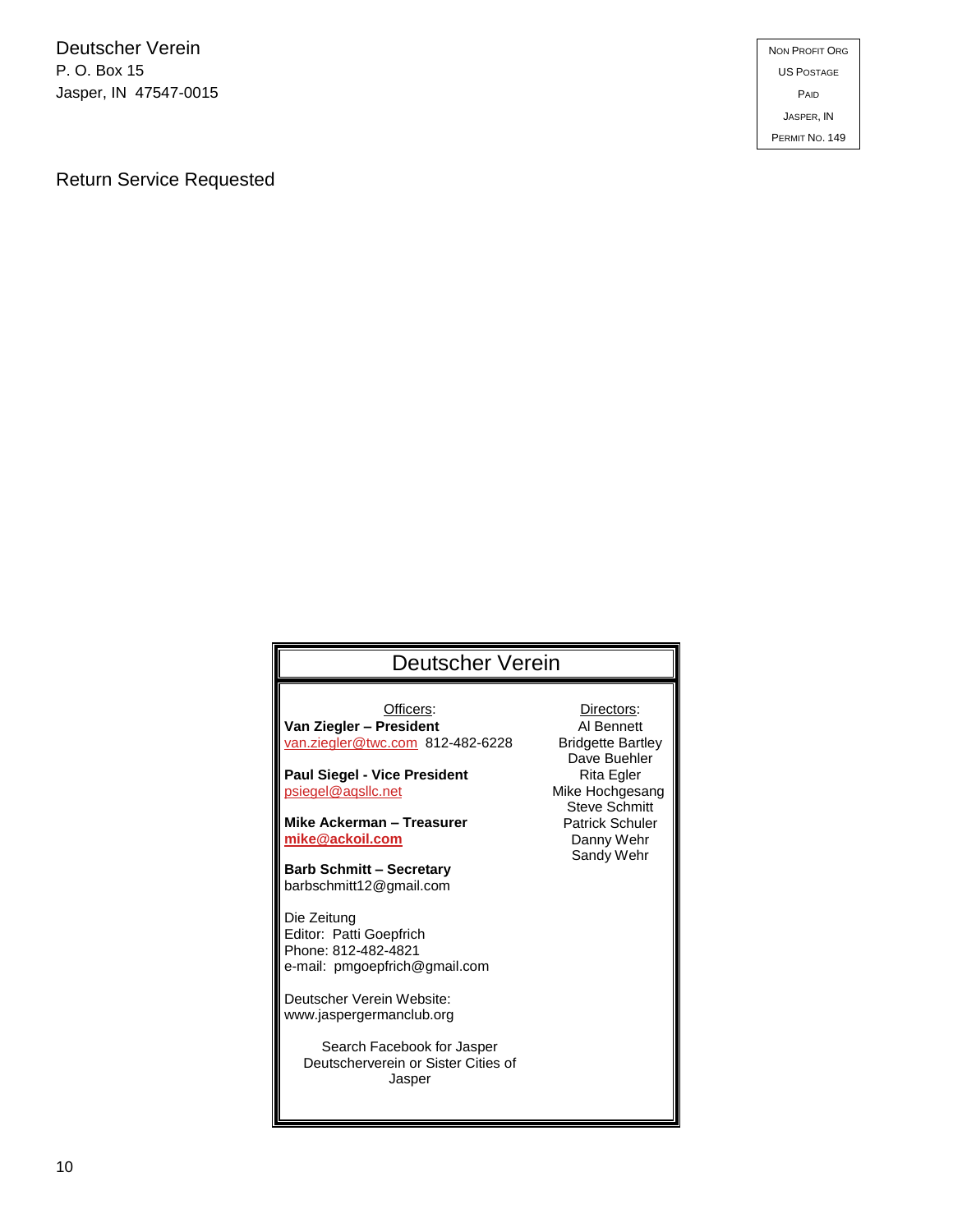Deutscher Verein
P. O. Box 15
Jasper, IN 47547-0015

NON PROFIT ORG
US POSTAGE
PAID
JASPER, IN
PERMIT NO. 149

Return Service Requested

## Deutscher Verein

Officers:

**Van Ziegler – President**
van.ziegler@twc.com 812-482-6228

**Paul Siegel - Vice President**
psiegel@aqsllc.net

**Mike Ackerman – Treasurer**
**mike@ackoil.com**

**Barb Schmitt – Secretary**
barbschmitt12@gmail.com

Die Zeitung
Editor: Patti Goepfrich
Phone: 812-482-4821
e-mail: pmgoepfrich@gmail.com

Deutscher Verein Website:
www.jaspergermanclub.org

Search Facebook for Jasper Deutscherverein or Sister Cities of Jasper

Directors:

Al Bennett
Bridgette Bartley
Dave Buehler
Rita Egler
Mike Hochgesang
Steve Schmitt
Patrick Schuler
Danny Wehr
Sandy Wehr